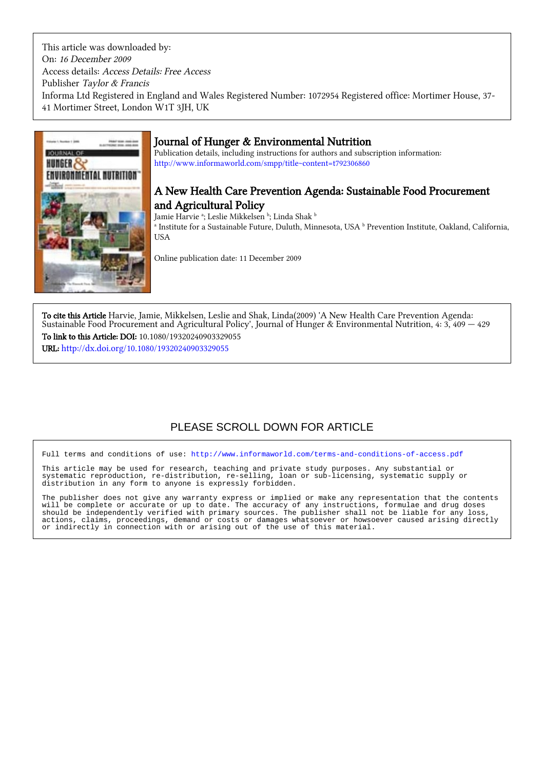This article was downloaded by:
On: *16 December 2009*
Access details: *Access Details: Free Access*
Publisher *Taylor & Francis*
Informa Ltd Registered in England and Wales Registered Number: 1072954 Registered office: Mortimer House, 37-41 Mortimer Street, London W1T 3JH, UK

# Journal of Hunger & Environmental Nutrition

Publication details, including instructions for authors and subscription information:
http://www.informaworld.com/smpp/title~content=t792306860

## A New Health Care Prevention Agenda: Sustainable Food Procurement and Agricultural Policy

Jamie Harvie [a]; Leslie Mikkelsen [b]; Linda Shak [b]

[a] Institute for a Sustainable Future, Duluth, Minnesota, USA [b] Prevention Institute, Oakland, California, USA

Online publication date: 11 December 2009

**To cite this Article** Harvie, Jamie, Mikkelsen, Leslie and Shak, Linda(2009) 'A New Health Care Prevention Agenda: Sustainable Food Procurement and Agricultural Policy', Journal of Hunger & Environmental Nutrition, 4: 3, 409 — 429

**To link to this Article: DOI:** 10.1080/19320240903329055

**URL:** http://dx.doi.org/10.1080/19320240903329055

PLEASE SCROLL DOWN FOR ARTICLE

Full terms and conditions of use: http://www.informaworld.com/terms-and-conditions-of-access.pdf

This article may be used for research, teaching and private study purposes. Any substantial or systematic reproduction, re-distribution, re-selling, loan or sub-licensing, systematic supply or distribution in any form to anyone is expressly forbidden.

The publisher does not give any warranty express or implied or make any representation that the contents will be complete or accurate or up to date. The accuracy of any instructions, formulae and drug doses should be independently verified with primary sources. The publisher shall not be liable for any loss, actions, claims, proceedings, demand or costs or damages whatsoever or howsoever caused arising directly or indirectly in connection with or arising out of the use of this material.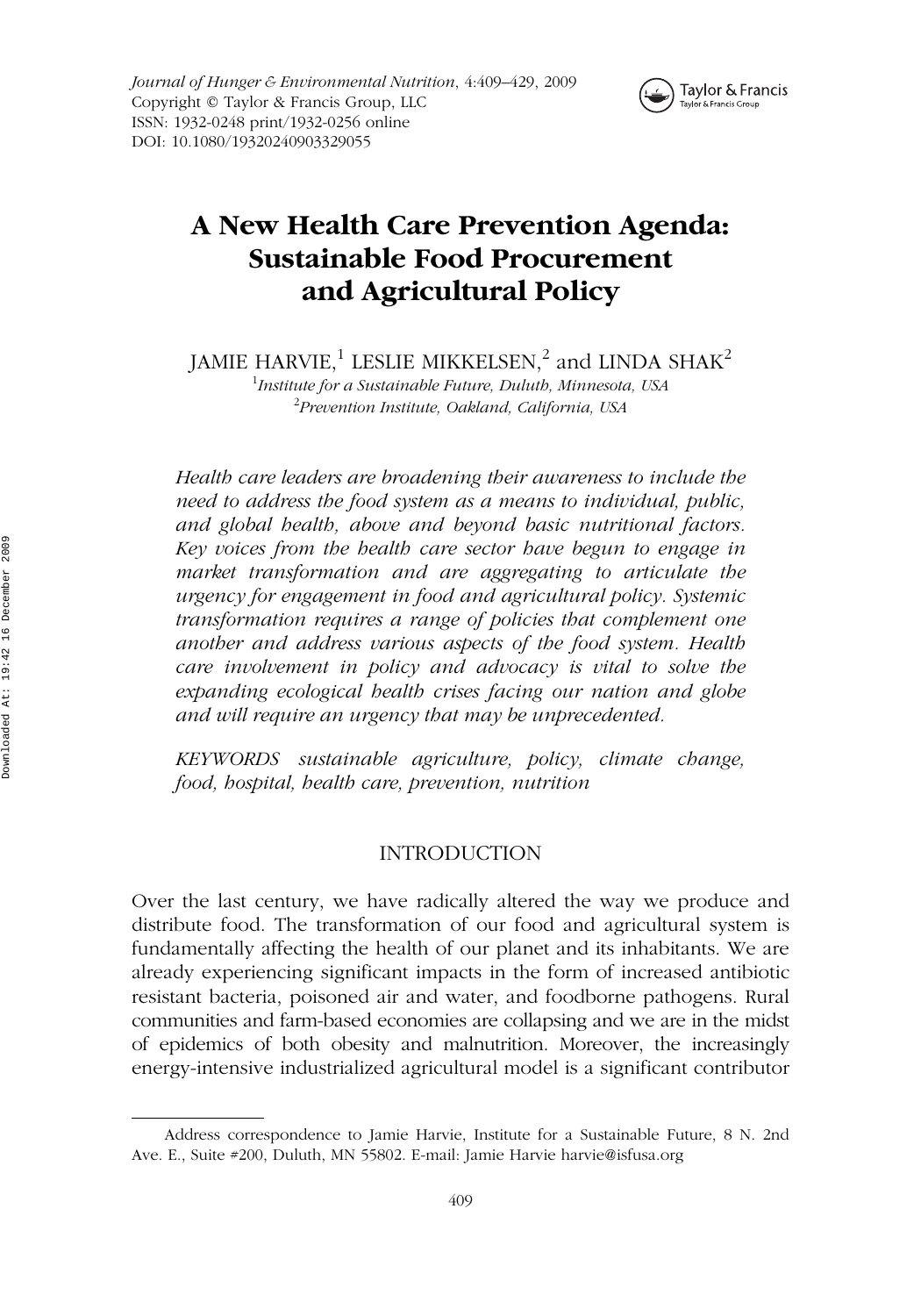# A New Health Care Prevention Agenda: Sustainable Food Procurement and Agricultural Policy

JAMIE HARVIE,[1] LESLIE MIKKELSEN,[2] and LINDA SHAK[2]

[1]*Institute for a Sustainable Future, Duluth, Minnesota, USA*

[2]*Prevention Institute, Oakland, California, USA*

*Health care leaders are broadening their awareness to include the need to address the food system as a means to individual, public, and global health, above and beyond basic nutritional factors. Key voices from the health care sector have begun to engage in market transformation and are aggregating to articulate the urgency for engagement in food and agricultural policy. Systemic transformation requires a range of policies that complement one another and address various aspects of the food system. Health care involvement in policy and advocacy is vital to solve the expanding ecological health crises facing our nation and globe and will require an urgency that may be unprecedented.*

*KEYWORDS sustainable agriculture, policy, climate change, food, hospital, health care, prevention, nutrition*

## INTRODUCTION

Over the last century, we have radically altered the way we produce and distribute food. The transformation of our food and agricultural system is fundamentally affecting the health of our planet and its inhabitants. We are already experiencing significant impacts in the form of increased antibiotic resistant bacteria, poisoned air and water, and foodborne pathogens. Rural communities and farm-based economies are collapsing and we are in the midst of epidemics of both obesity and malnutrition. Moreover, the increasingly energy-intensive industrialized agricultural model is a significant contributor

Address correspondence to Jamie Harvie, Institute for a Sustainable Future, 8 N. 2nd Ave. E., Suite #200, Duluth, MN 55802. E-mail: Jamie Harvie harvie@isfusa.org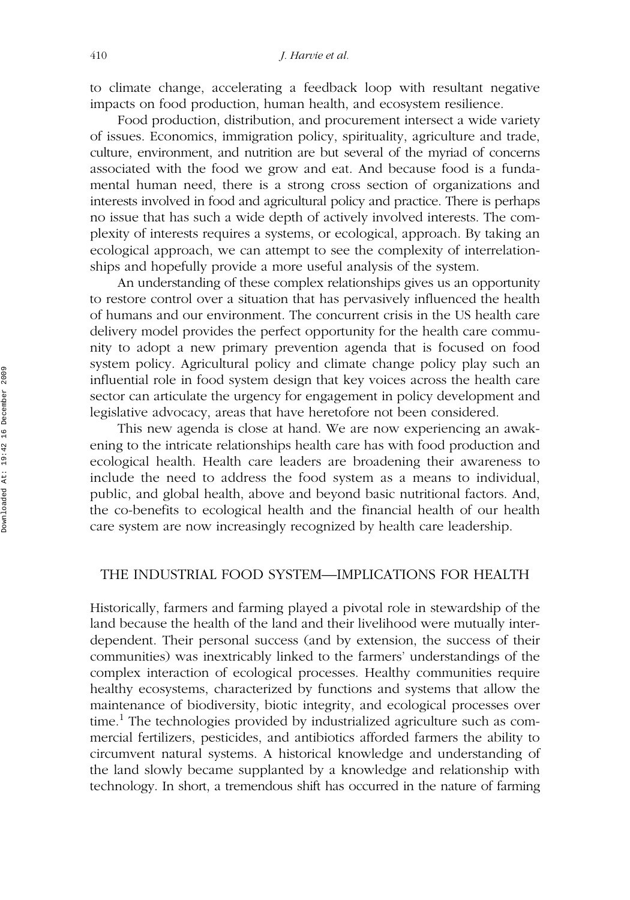to climate change, accelerating a feedback loop with resultant negative impacts on food production, human health, and ecosystem resilience.

Food production, distribution, and procurement intersect a wide variety of issues. Economics, immigration policy, spirituality, agriculture and trade, culture, environment, and nutrition are but several of the myriad of concerns associated with the food we grow and eat. And because food is a fundamental human need, there is a strong cross section of organizations and interests involved in food and agricultural policy and practice. There is perhaps no issue that has such a wide depth of actively involved interests. The complexity of interests requires a systems, or ecological, approach. By taking an ecological approach, we can attempt to see the complexity of interrelationships and hopefully provide a more useful analysis of the system.

An understanding of these complex relationships gives us an opportunity to restore control over a situation that has pervasively influenced the health of humans and our environment. The concurrent crisis in the US health care delivery model provides the perfect opportunity for the health care community to adopt a new primary prevention agenda that is focused on food system policy. Agricultural policy and climate change policy play such an influential role in food system design that key voices across the health care sector can articulate the urgency for engagement in policy development and legislative advocacy, areas that have heretofore not been considered.

This new agenda is close at hand. We are now experiencing an awakening to the intricate relationships health care has with food production and ecological health. Health care leaders are broadening their awareness to include the need to address the food system as a means to individual, public, and global health, above and beyond basic nutritional factors. And, the co-benefits to ecological health and the financial health of our health care system are now increasingly recognized by health care leadership.

## THE INDUSTRIAL FOOD SYSTEM—IMPLICATIONS FOR HEALTH

Historically, farmers and farming played a pivotal role in stewardship of the land because the health of the land and their livelihood were mutually interdependent. Their personal success (and by extension, the success of their communities) was inextricably linked to the farmers' understandings of the complex interaction of ecological processes. Healthy communities require healthy ecosystems, characterized by functions and systems that allow the maintenance of biodiversity, biotic integrity, and ecological processes over time.[1] The technologies provided by industrialized agriculture such as commercial fertilizers, pesticides, and antibiotics afforded farmers the ability to circumvent natural systems. A historical knowledge and understanding of the land slowly became supplanted by a knowledge and relationship with technology. In short, a tremendous shift has occurred in the nature of farming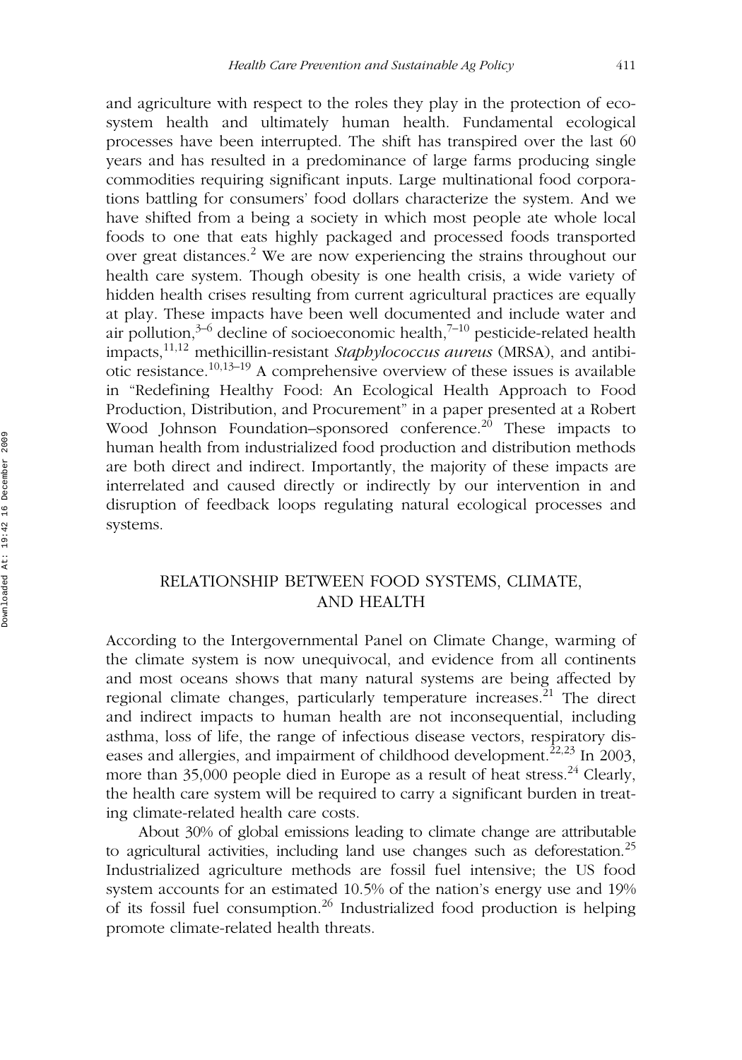and agriculture with respect to the roles they play in the protection of ecosystem health and ultimately human health. Fundamental ecological processes have been interrupted. The shift has transpired over the last 60 years and has resulted in a predominance of large farms producing single commodities requiring significant inputs. Large multinational food corporations battling for consumers' food dollars characterize the system. And we have shifted from a being a society in which most people ate whole local foods to one that eats highly packaged and processed foods transported over great distances.[2] We are now experiencing the strains throughout our health care system. Though obesity is one health crisis, a wide variety of hidden health crises resulting from current agricultural practices are equally at play. These impacts have been well documented and include water and air pollution,[3–6] decline of socioeconomic health,[7–10] pesticide-related health impacts,[11,12] methicillin-resistant *Staphylococcus aureus* (MRSA), and antibiotic resistance.[10,13–19] A comprehensive overview of these issues is available in "Redefining Healthy Food: An Ecological Health Approach to Food Production, Distribution, and Procurement" in a paper presented at a Robert Wood Johnson Foundation–sponsored conference.[20] These impacts to human health from industrialized food production and distribution methods are both direct and indirect. Importantly, the majority of these impacts are interrelated and caused directly or indirectly by our intervention in and disruption of feedback loops regulating natural ecological processes and systems.

## RELATIONSHIP BETWEEN FOOD SYSTEMS, CLIMATE, AND HEALTH

According to the Intergovernmental Panel on Climate Change, warming of the climate system is now unequivocal, and evidence from all continents and most oceans shows that many natural systems are being affected by regional climate changes, particularly temperature increases.[21] The direct and indirect impacts to human health are not inconsequential, including asthma, loss of life, the range of infectious disease vectors, respiratory diseases and allergies, and impairment of childhood development.[22,23] In 2003, more than 35,000 people died in Europe as a result of heat stress.[24] Clearly, the health care system will be required to carry a significant burden in treating climate-related health care costs.

About 30% of global emissions leading to climate change are attributable to agricultural activities, including land use changes such as deforestation.[25] Industrialized agriculture methods are fossil fuel intensive; the US food system accounts for an estimated 10.5% of the nation's energy use and 19% of its fossil fuel consumption.[26] Industrialized food production is helping promote climate-related health threats.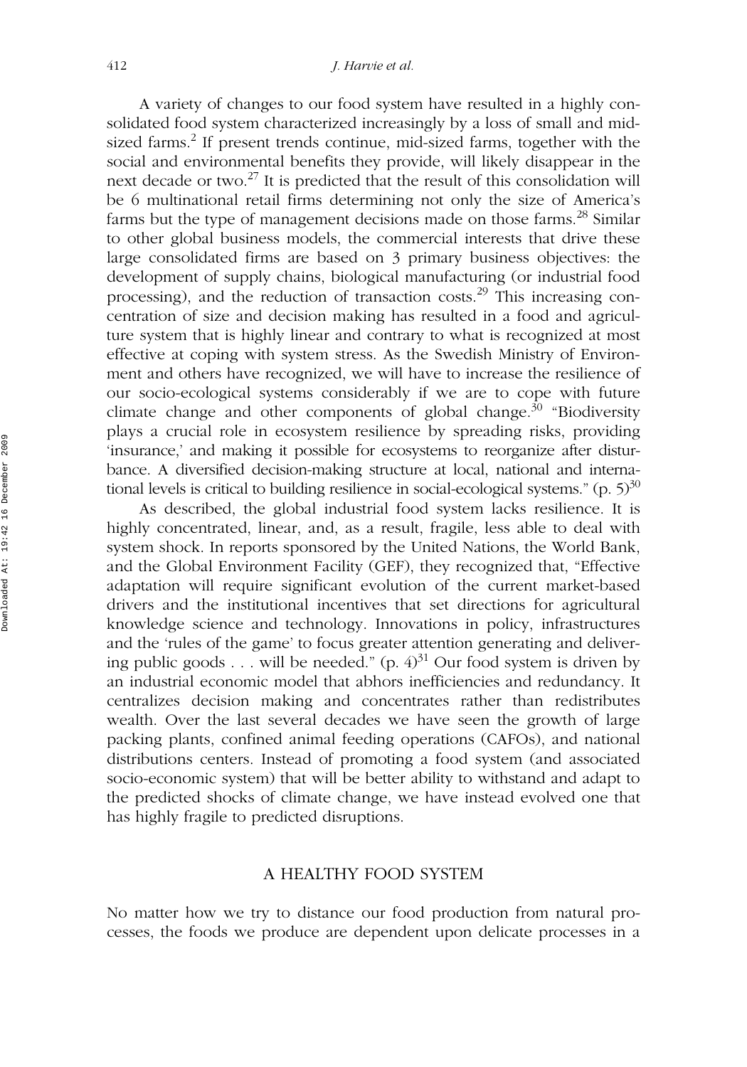A variety of changes to our food system have resulted in a highly consolidated food system characterized increasingly by a loss of small and mid-sized farms.[2] If present trends continue, mid-sized farms, together with the social and environmental benefits they provide, will likely disappear in the next decade or two.[27] It is predicted that the result of this consolidation will be 6 multinational retail firms determining not only the size of America's farms but the type of management decisions made on those farms.[28] Similar to other global business models, the commercial interests that drive these large consolidated firms are based on 3 primary business objectives: the development of supply chains, biological manufacturing (or industrial food processing), and the reduction of transaction costs.[29] This increasing concentration of size and decision making has resulted in a food and agriculture system that is highly linear and contrary to what is recognized at most effective at coping with system stress. As the Swedish Ministry of Environment and others have recognized, we will have to increase the resilience of our socio-ecological systems considerably if we are to cope with future climate change and other components of global change.[30] "Biodiversity plays a crucial role in ecosystem resilience by spreading risks, providing 'insurance,' and making it possible for ecosystems to reorganize after disturbance. A diversified decision-making structure at local, national and international levels is critical to building resilience in social-ecological systems." (p. 5)[30]

As described, the global industrial food system lacks resilience. It is highly concentrated, linear, and, as a result, fragile, less able to deal with system shock. In reports sponsored by the United Nations, the World Bank, and the Global Environment Facility (GEF), they recognized that, "Effective adaptation will require significant evolution of the current market-based drivers and the institutional incentives that set directions for agricultural knowledge science and technology. Innovations in policy, infrastructures and the 'rules of the game' to focus greater attention generating and delivering public goods . . . will be needed." (p. 4)[31] Our food system is driven by an industrial economic model that abhors inefficiencies and redundancy. It centralizes decision making and concentrates rather than redistributes wealth. Over the last several decades we have seen the growth of large packing plants, confined animal feeding operations (CAFOs), and national distributions centers. Instead of promoting a food system (and associated socio-economic system) that will be better ability to withstand and adapt to the predicted shocks of climate change, we have instead evolved one that has highly fragile to predicted disruptions.

## A HEALTHY FOOD SYSTEM

No matter how we try to distance our food production from natural processes, the foods we produce are dependent upon delicate processes in a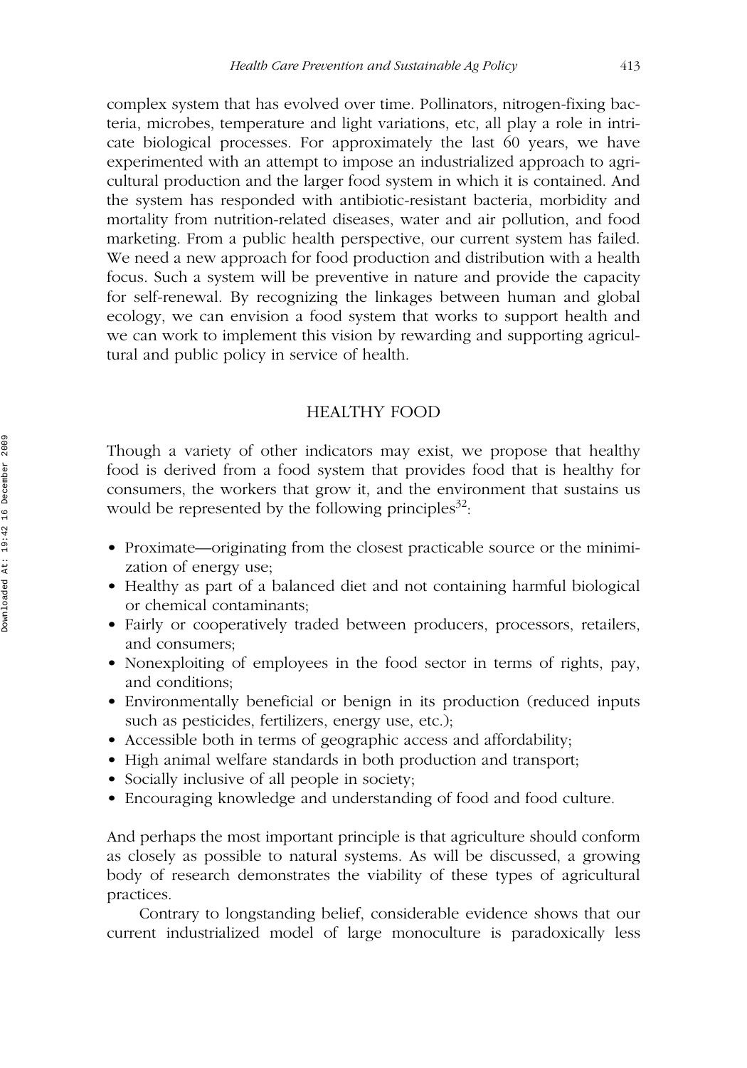complex system that has evolved over time. Pollinators, nitrogen-fixing bacteria, microbes, temperature and light variations, etc, all play a role in intricate biological processes. For approximately the last 60 years, we have experimented with an attempt to impose an industrialized approach to agricultural production and the larger food system in which it is contained. And the system has responded with antibiotic-resistant bacteria, morbidity and mortality from nutrition-related diseases, water and air pollution, and food marketing. From a public health perspective, our current system has failed. We need a new approach for food production and distribution with a health focus. Such a system will be preventive in nature and provide the capacity for self-renewal. By recognizing the linkages between human and global ecology, we can envision a food system that works to support health and we can work to implement this vision by rewarding and supporting agricultural and public policy in service of health.

## HEALTHY FOOD

Though a variety of other indicators may exist, we propose that healthy food is derived from a food system that provides food that is healthy for consumers, the workers that grow it, and the environment that sustains us would be represented by the following principles[32]:

- Proximate—originating from the closest practicable source or the minimization of energy use;
- Healthy as part of a balanced diet and not containing harmful biological or chemical contaminants;
- Fairly or cooperatively traded between producers, processors, retailers, and consumers;
- Nonexploiting of employees in the food sector in terms of rights, pay, and conditions;
- Environmentally beneficial or benign in its production (reduced inputs such as pesticides, fertilizers, energy use, etc.);
- Accessible both in terms of geographic access and affordability;
- High animal welfare standards in both production and transport;
- Socially inclusive of all people in society;
- Encouraging knowledge and understanding of food and food culture.

And perhaps the most important principle is that agriculture should conform as closely as possible to natural systems. As will be discussed, a growing body of research demonstrates the viability of these types of agricultural practices.

Contrary to longstanding belief, considerable evidence shows that our current industrialized model of large monoculture is paradoxically less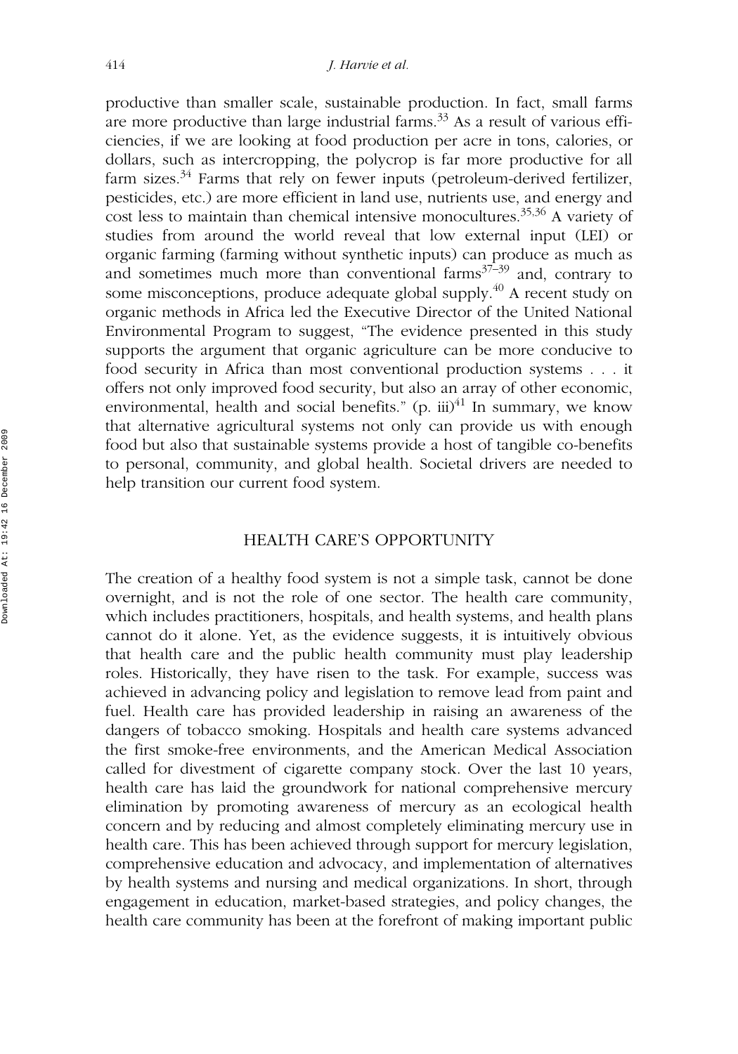productive than smaller scale, sustainable production. In fact, small farms are more productive than large industrial farms.[33] As a result of various efficiencies, if we are looking at food production per acre in tons, calories, or dollars, such as intercropping, the polycrop is far more productive for all farm sizes.[34] Farms that rely on fewer inputs (petroleum-derived fertilizer, pesticides, etc.) are more efficient in land use, nutrients use, and energy and cost less to maintain than chemical intensive monocultures.[35,36] A variety of studies from around the world reveal that low external input (LEI) or organic farming (farming without synthetic inputs) can produce as much as and sometimes much more than conventional farms[37–39] and, contrary to some misconceptions, produce adequate global supply.[40] A recent study on organic methods in Africa led the Executive Director of the United National Environmental Program to suggest, "The evidence presented in this study supports the argument that organic agriculture can be more conducive to food security in Africa than most conventional production systems . . . it offers not only improved food security, but also an array of other economic, environmental, health and social benefits." (p. iii)[41] In summary, we know that alternative agricultural systems not only can provide us with enough food but also that sustainable systems provide a host of tangible co-benefits to personal, community, and global health. Societal drivers are needed to help transition our current food system.

## HEALTH CARE'S OPPORTUNITY

The creation of a healthy food system is not a simple task, cannot be done overnight, and is not the role of one sector. The health care community, which includes practitioners, hospitals, and health systems, and health plans cannot do it alone. Yet, as the evidence suggests, it is intuitively obvious that health care and the public health community must play leadership roles. Historically, they have risen to the task. For example, success was achieved in advancing policy and legislation to remove lead from paint and fuel. Health care has provided leadership in raising an awareness of the dangers of tobacco smoking. Hospitals and health care systems advanced the first smoke-free environments, and the American Medical Association called for divestment of cigarette company stock. Over the last 10 years, health care has laid the groundwork for national comprehensive mercury elimination by promoting awareness of mercury as an ecological health concern and by reducing and almost completely eliminating mercury use in health care. This has been achieved through support for mercury legislation, comprehensive education and advocacy, and implementation of alternatives by health systems and nursing and medical organizations. In short, through engagement in education, market-based strategies, and policy changes, the health care community has been at the forefront of making important public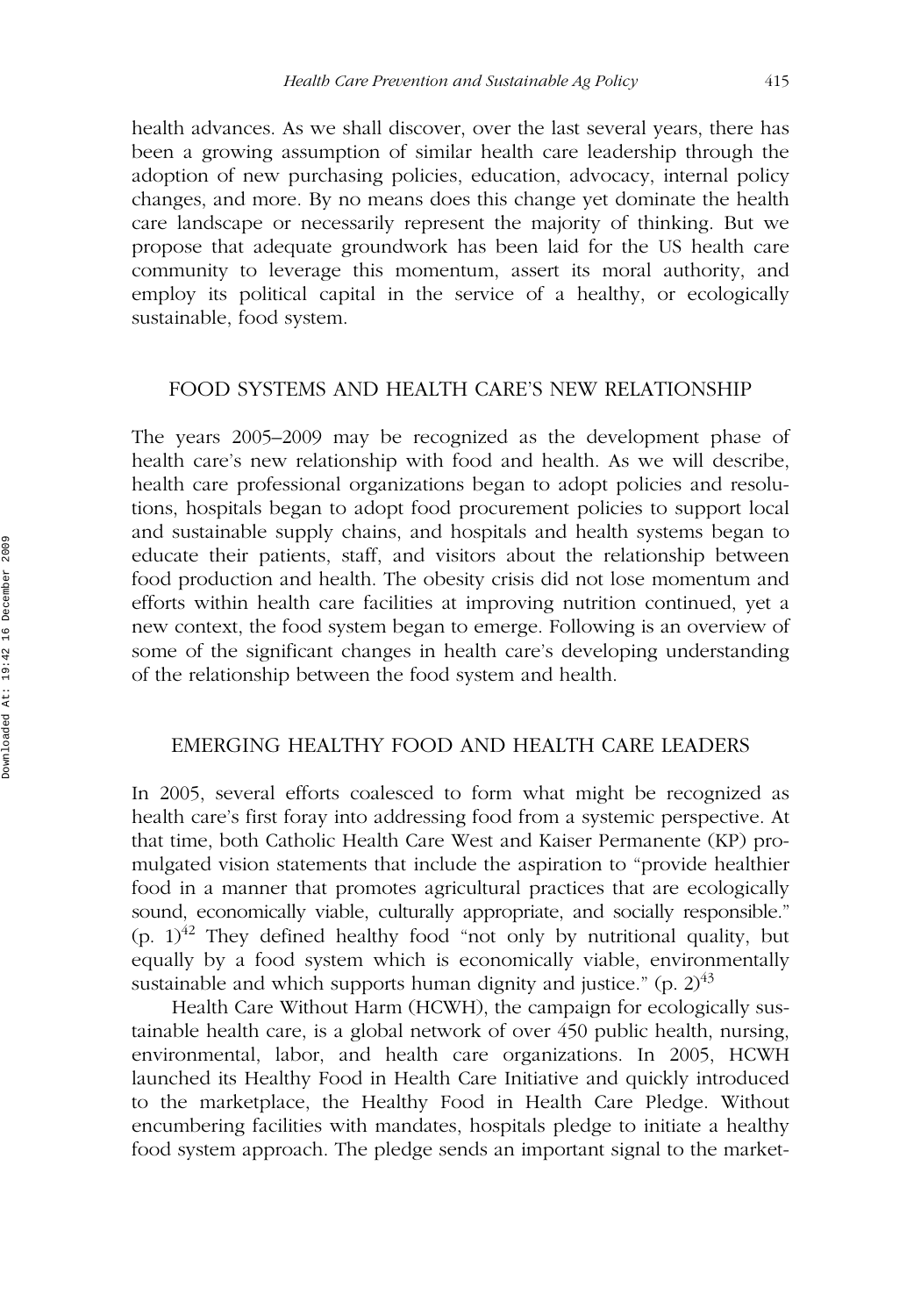health advances. As we shall discover, over the last several years, there has been a growing assumption of similar health care leadership through the adoption of new purchasing policies, education, advocacy, internal policy changes, and more. By no means does this change yet dominate the health care landscape or necessarily represent the majority of thinking. But we propose that adequate groundwork has been laid for the US health care community to leverage this momentum, assert its moral authority, and employ its political capital in the service of a healthy, or ecologically sustainable, food system.

## FOOD SYSTEMS AND HEALTH CARE'S NEW RELATIONSHIP

The years 2005–2009 may be recognized as the development phase of health care's new relationship with food and health. As we will describe, health care professional organizations began to adopt policies and resolutions, hospitals began to adopt food procurement policies to support local and sustainable supply chains, and hospitals and health systems began to educate their patients, staff, and visitors about the relationship between food production and health. The obesity crisis did not lose momentum and efforts within health care facilities at improving nutrition continued, yet a new context, the food system began to emerge. Following is an overview of some of the significant changes in health care's developing understanding of the relationship between the food system and health.

## EMERGING HEALTHY FOOD AND HEALTH CARE LEADERS

In 2005, several efforts coalesced to form what might be recognized as health care's first foray into addressing food from a systemic perspective. At that time, both Catholic Health Care West and Kaiser Permanente (KP) promulgated vision statements that include the aspiration to "provide healthier food in a manner that promotes agricultural practices that are ecologically sound, economically viable, culturally appropriate, and socially responsible." (p. 1)[42] They defined healthy food "not only by nutritional quality, but equally by a food system which is economically viable, environmentally sustainable and which supports human dignity and justice." (p. 2)[43]

Health Care Without Harm (HCWH), the campaign for ecologically sustainable health care, is a global network of over 450 public health, nursing, environmental, labor, and health care organizations. In 2005, HCWH launched its Healthy Food in Health Care Initiative and quickly introduced to the marketplace, the Healthy Food in Health Care Pledge. Without encumbering facilities with mandates, hospitals pledge to initiate a healthy food system approach. The pledge sends an important signal to the market-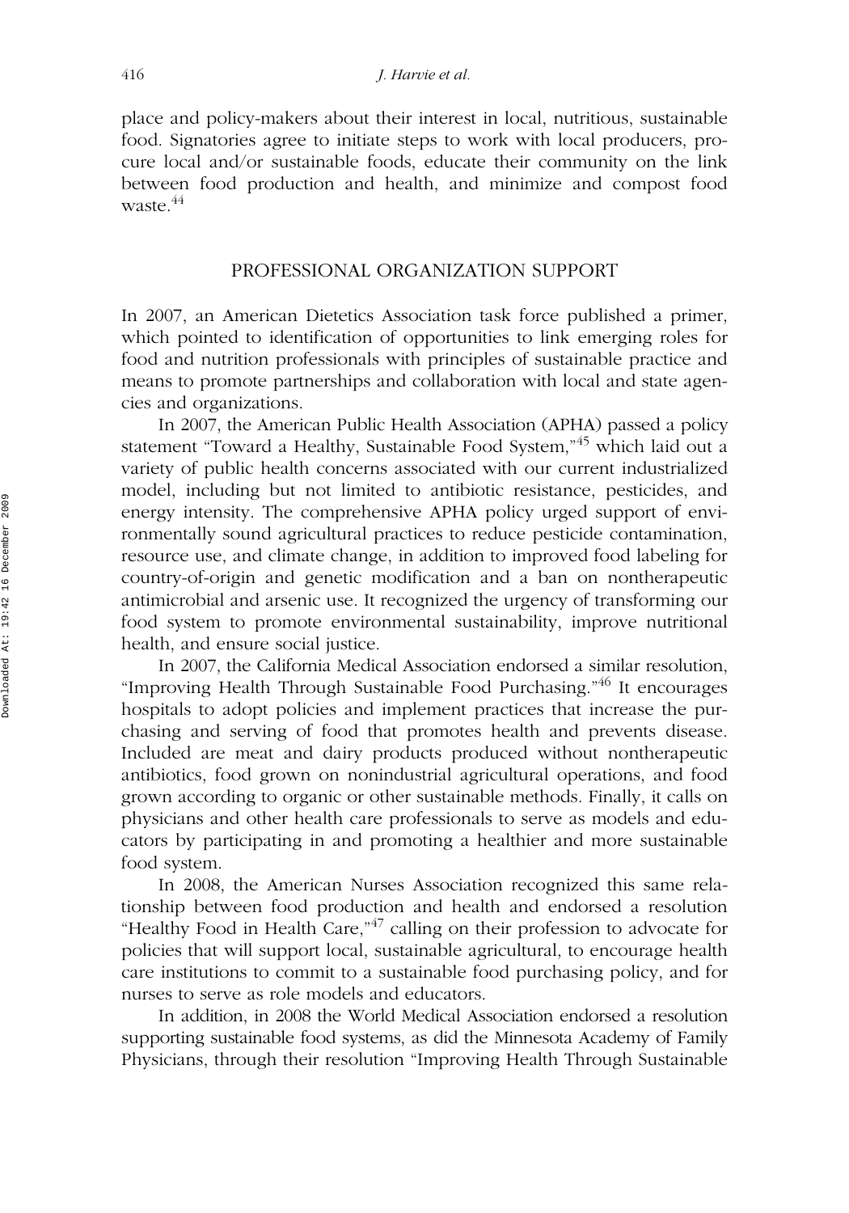place and policy-makers about their interest in local, nutritious, sustainable food. Signatories agree to initiate steps to work with local producers, procure local and/or sustainable foods, educate their community on the link between food production and health, and minimize and compost food waste.[44]

## PROFESSIONAL ORGANIZATION SUPPORT

In 2007, an American Dietetics Association task force published a primer, which pointed to identification of opportunities to link emerging roles for food and nutrition professionals with principles of sustainable practice and means to promote partnerships and collaboration with local and state agencies and organizations.

In 2007, the American Public Health Association (APHA) passed a policy statement "Toward a Healthy, Sustainable Food System,"[45] which laid out a variety of public health concerns associated with our current industrialized model, including but not limited to antibiotic resistance, pesticides, and energy intensity. The comprehensive APHA policy urged support of environmentally sound agricultural practices to reduce pesticide contamination, resource use, and climate change, in addition to improved food labeling for country-of-origin and genetic modification and a ban on nontherapeutic antimicrobial and arsenic use. It recognized the urgency of transforming our food system to promote environmental sustainability, improve nutritional health, and ensure social justice.

In 2007, the California Medical Association endorsed a similar resolution, "Improving Health Through Sustainable Food Purchasing."[46] It encourages hospitals to adopt policies and implement practices that increase the purchasing and serving of food that promotes health and prevents disease. Included are meat and dairy products produced without nontherapeutic antibiotics, food grown on nonindustrial agricultural operations, and food grown according to organic or other sustainable methods. Finally, it calls on physicians and other health care professionals to serve as models and educators by participating in and promoting a healthier and more sustainable food system.

In 2008, the American Nurses Association recognized this same relationship between food production and health and endorsed a resolution "Healthy Food in Health Care,"[47] calling on their profession to advocate for policies that will support local, sustainable agricultural, to encourage health care institutions to commit to a sustainable food purchasing policy, and for nurses to serve as role models and educators.

In addition, in 2008 the World Medical Association endorsed a resolution supporting sustainable food systems, as did the Minnesota Academy of Family Physicians, through their resolution "Improving Health Through Sustainable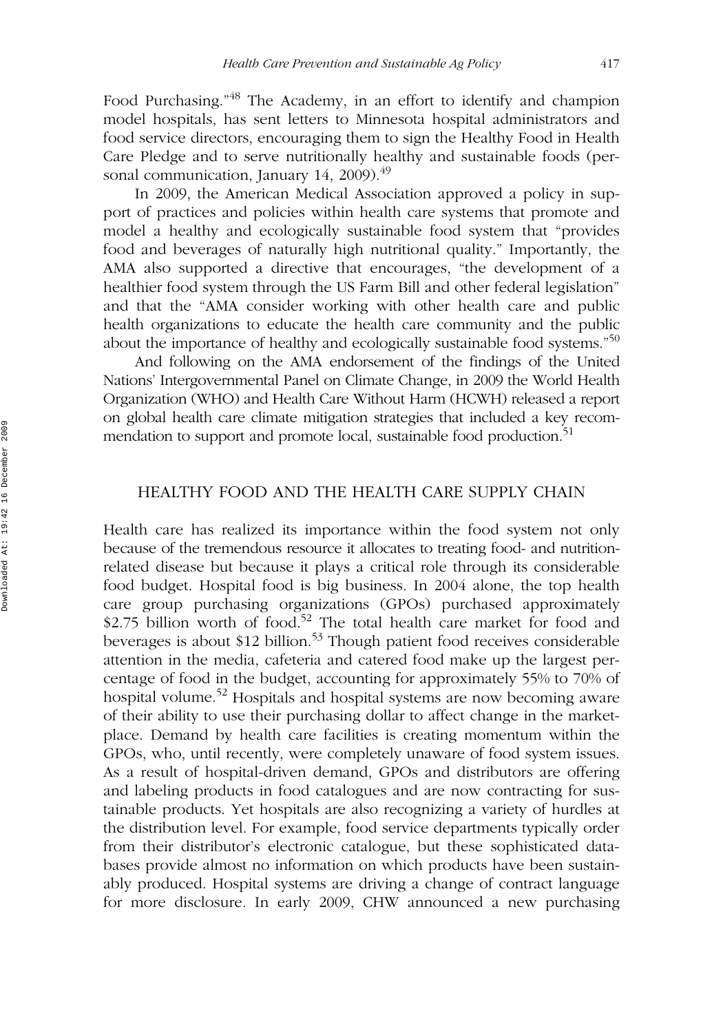Food Purchasing."[48] The Academy, in an effort to identify and champion model hospitals, has sent letters to Minnesota hospital administrators and food service directors, encouraging them to sign the Healthy Food in Health Care Pledge and to serve nutritionally healthy and sustainable foods (personal communication, January 14, 2009).[49]

In 2009, the American Medical Association approved a policy in support of practices and policies within health care systems that promote and model a healthy and ecologically sustainable food system that "provides food and beverages of naturally high nutritional quality." Importantly, the AMA also supported a directive that encourages, "the development of a healthier food system through the US Farm Bill and other federal legislation" and that the "AMA consider working with other health care and public health organizations to educate the health care community and the public about the importance of healthy and ecologically sustainable food systems."[50]

And following on the AMA endorsement of the findings of the United Nations' Intergovernmental Panel on Climate Change, in 2009 the World Health Organization (WHO) and Health Care Without Harm (HCWH) released a report on global health care climate mitigation strategies that included a key recommendation to support and promote local, sustainable food production.[51]

## HEALTHY FOOD AND THE HEALTH CARE SUPPLY CHAIN

Health care has realized its importance within the food system not only because of the tremendous resource it allocates to treating food- and nutrition-related disease but because it plays a critical role through its considerable food budget. Hospital food is big business. In 2004 alone, the top health care group purchasing organizations (GPOs) purchased approximately $2.75 billion worth of food.[52] The total health care market for food and beverages is about $12 billion.[53] Though patient food receives considerable attention in the media, cafeteria and catered food make up the largest percentage of food in the budget, accounting for approximately 55% to 70% of hospital volume.[52] Hospitals and hospital systems are now becoming aware of their ability to use their purchasing dollar to affect change in the marketplace. Demand by health care facilities is creating momentum within the GPOs, who, until recently, were completely unaware of food system issues. As a result of hospital-driven demand, GPOs and distributors are offering and labeling products in food catalogues and are now contracting for sustainable products. Yet hospitals are also recognizing a variety of hurdles at the distribution level. For example, food service departments typically order from their distributor's electronic catalogue, but these sophisticated databases provide almost no information on which products have been sustainably produced. Hospital systems are driving a change of contract language for more disclosure. In early 2009, CHW announced a new purchasing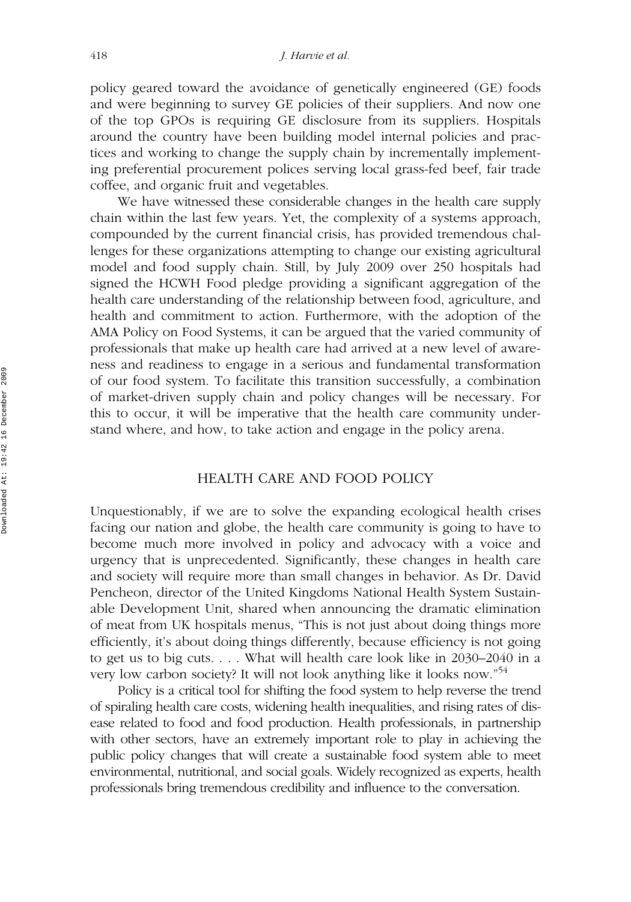policy geared toward the avoidance of genetically engineered (GE) foods and were beginning to survey GE policies of their suppliers. And now one of the top GPOs is requiring GE disclosure from its suppliers. Hospitals around the country have been building model internal policies and practices and working to change the supply chain by incrementally implementing preferential procurement polices serving local grass-fed beef, fair trade coffee, and organic fruit and vegetables.

We have witnessed these considerable changes in the health care supply chain within the last few years. Yet, the complexity of a systems approach, compounded by the current financial crisis, has provided tremendous challenges for these organizations attempting to change our existing agricultural model and food supply chain. Still, by July 2009 over 250 hospitals had signed the HCWH Food pledge providing a significant aggregation of the health care understanding of the relationship between food, agriculture, and health and commitment to action. Furthermore, with the adoption of the AMA Policy on Food Systems, it can be argued that the varied community of professionals that make up health care had arrived at a new level of awareness and readiness to engage in a serious and fundamental transformation of our food system. To facilitate this transition successfully, a combination of market-driven supply chain and policy changes will be necessary. For this to occur, it will be imperative that the health care community understand where, and how, to take action and engage in the policy arena.

## HEALTH CARE AND FOOD POLICY

Unquestionably, if we are to solve the expanding ecological health crises facing our nation and globe, the health care community is going to have to become much more involved in policy and advocacy with a voice and urgency that is unprecedented. Significantly, these changes in health care and society will require more than small changes in behavior. As Dr. David Pencheon, director of the United Kingdoms National Health System Sustainable Development Unit, shared when announcing the dramatic elimination of meat from UK hospitals menus, "This is not just about doing things more efficiently, it's about doing things differently, because efficiency is not going to get us to big cuts. . . . What will health care look like in 2030–2040 in a very low carbon society? It will not look anything like it looks now."[54]

Policy is a critical tool for shifting the food system to help reverse the trend of spiraling health care costs, widening health inequalities, and rising rates of disease related to food and food production. Health professionals, in partnership with other sectors, have an extremely important role to play in achieving the public policy changes that will create a sustainable food system able to meet environmental, nutritional, and social goals. Widely recognized as experts, health professionals bring tremendous credibility and influence to the conversation.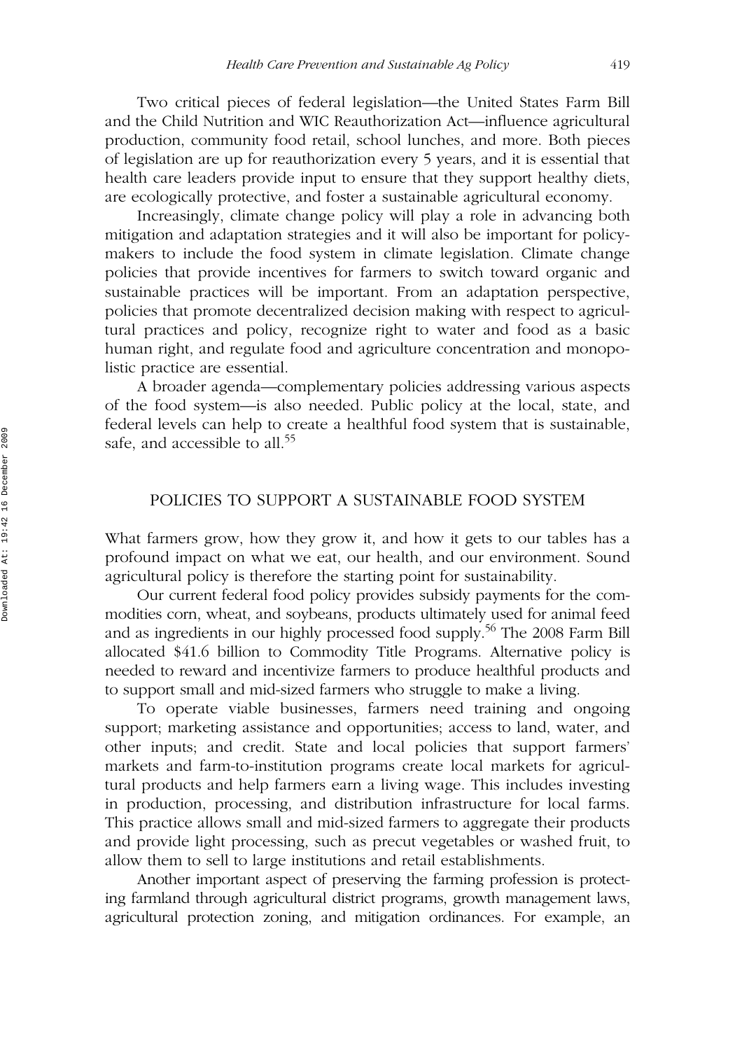Two critical pieces of federal legislation—the United States Farm Bill and the Child Nutrition and WIC Reauthorization Act—influence agricultural production, community food retail, school lunches, and more. Both pieces of legislation are up for reauthorization every 5 years, and it is essential that health care leaders provide input to ensure that they support healthy diets, are ecologically protective, and foster a sustainable agricultural economy.

Increasingly, climate change policy will play a role in advancing both mitigation and adaptation strategies and it will also be important for policymakers to include the food system in climate legislation. Climate change policies that provide incentives for farmers to switch toward organic and sustainable practices will be important. From an adaptation perspective, policies that promote decentralized decision making with respect to agricultural practices and policy, recognize right to water and food as a basic human right, and regulate food and agriculture concentration and monopolistic practice are essential.

A broader agenda—complementary policies addressing various aspects of the food system—is also needed. Public policy at the local, state, and federal levels can help to create a healthful food system that is sustainable, safe, and accessible to all.[55]

## POLICIES TO SUPPORT A SUSTAINABLE FOOD SYSTEM

What farmers grow, how they grow it, and how it gets to our tables has a profound impact on what we eat, our health, and our environment. Sound agricultural policy is therefore the starting point for sustainability.

Our current federal food policy provides subsidy payments for the commodities corn, wheat, and soybeans, products ultimately used for animal feed and as ingredients in our highly processed food supply.[56] The 2008 Farm Bill allocated $41.6 billion to Commodity Title Programs. Alternative policy is needed to reward and incentivize farmers to produce healthful products and to support small and mid-sized farmers who struggle to make a living.

To operate viable businesses, farmers need training and ongoing support; marketing assistance and opportunities; access to land, water, and other inputs; and credit. State and local policies that support farmers' markets and farm-to-institution programs create local markets for agricultural products and help farmers earn a living wage. This includes investing in production, processing, and distribution infrastructure for local farms. This practice allows small and mid-sized farmers to aggregate their products and provide light processing, such as precut vegetables or washed fruit, to allow them to sell to large institutions and retail establishments.

Another important aspect of preserving the farming profession is protecting farmland through agricultural district programs, growth management laws, agricultural protection zoning, and mitigation ordinances. For example, an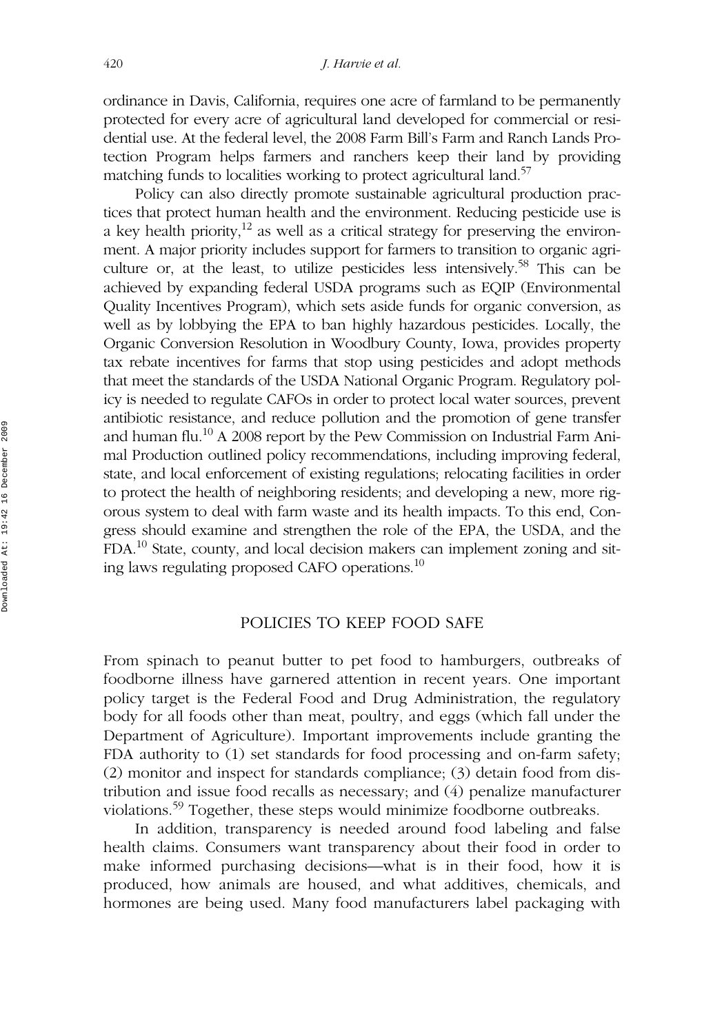ordinance in Davis, California, requires one acre of farmland to be permanently protected for every acre of agricultural land developed for commercial or residential use. At the federal level, the 2008 Farm Bill's Farm and Ranch Lands Protection Program helps farmers and ranchers keep their land by providing matching funds to localities working to protect agricultural land.[57]

Policy can also directly promote sustainable agricultural production practices that protect human health and the environment. Reducing pesticide use is a key health priority,[12] as well as a critical strategy for preserving the environment. A major priority includes support for farmers to transition to organic agriculture or, at the least, to utilize pesticides less intensively.[58] This can be achieved by expanding federal USDA programs such as EQIP (Environmental Quality Incentives Program), which sets aside funds for organic conversion, as well as by lobbying the EPA to ban highly hazardous pesticides. Locally, the Organic Conversion Resolution in Woodbury County, Iowa, provides property tax rebate incentives for farms that stop using pesticides and adopt methods that meet the standards of the USDA National Organic Program. Regulatory policy is needed to regulate CAFOs in order to protect local water sources, prevent antibiotic resistance, and reduce pollution and the promotion of gene transfer and human flu.[10] A 2008 report by the Pew Commission on Industrial Farm Animal Production outlined policy recommendations, including improving federal, state, and local enforcement of existing regulations; relocating facilities in order to protect the health of neighboring residents; and developing a new, more rigorous system to deal with farm waste and its health impacts. To this end, Congress should examine and strengthen the role of the EPA, the USDA, and the FDA.[10] State, county, and local decision makers can implement zoning and siting laws regulating proposed CAFO operations.[10]

## POLICIES TO KEEP FOOD SAFE

From spinach to peanut butter to pet food to hamburgers, outbreaks of foodborne illness have garnered attention in recent years. One important policy target is the Federal Food and Drug Administration, the regulatory body for all foods other than meat, poultry, and eggs (which fall under the Department of Agriculture). Important improvements include granting the FDA authority to (1) set standards for food processing and on-farm safety; (2) monitor and inspect for standards compliance; (3) detain food from distribution and issue food recalls as necessary; and (4) penalize manufacturer violations.[59] Together, these steps would minimize foodborne outbreaks.

In addition, transparency is needed around food labeling and false health claims. Consumers want transparency about their food in order to make informed purchasing decisions—what is in their food, how it is produced, how animals are housed, and what additives, chemicals, and hormones are being used. Many food manufacturers label packaging with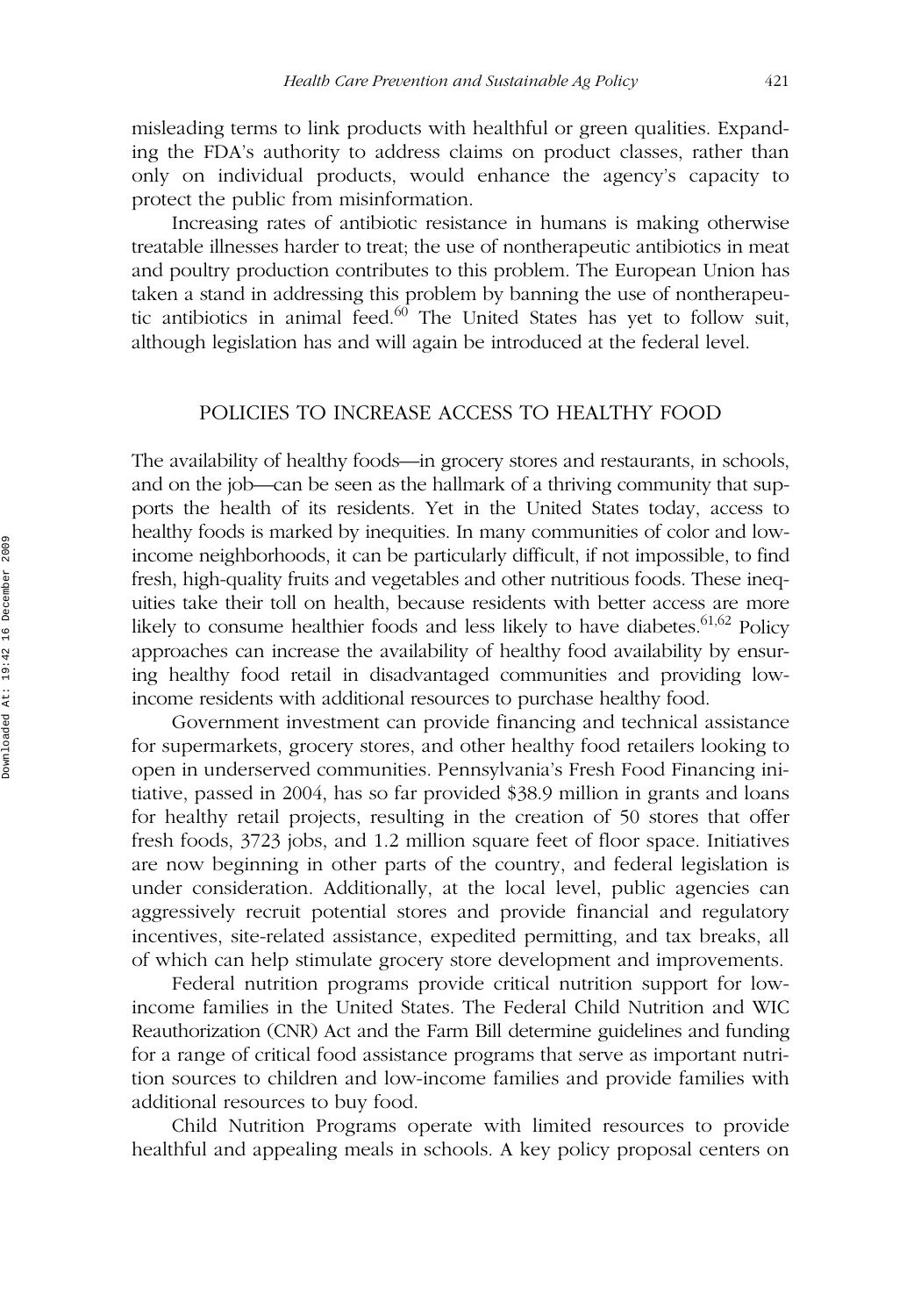misleading terms to link products with healthful or green qualities. Expanding the FDA's authority to address claims on product classes, rather than only on individual products, would enhance the agency's capacity to protect the public from misinformation.

Increasing rates of antibiotic resistance in humans is making otherwise treatable illnesses harder to treat; the use of nontherapeutic antibiotics in meat and poultry production contributes to this problem. The European Union has taken a stand in addressing this problem by banning the use of nontherapeutic antibiotics in animal feed.[60] The United States has yet to follow suit, although legislation has and will again be introduced at the federal level.

## POLICIES TO INCREASE ACCESS TO HEALTHY FOOD

The availability of healthy foods—in grocery stores and restaurants, in schools, and on the job—can be seen as the hallmark of a thriving community that supports the health of its residents. Yet in the United States today, access to healthy foods is marked by inequities. In many communities of color and low-income neighborhoods, it can be particularly difficult, if not impossible, to find fresh, high-quality fruits and vegetables and other nutritious foods. These inequities take their toll on health, because residents with better access are more likely to consume healthier foods and less likely to have diabetes.[61,62] Policy approaches can increase the availability of healthy food availability by ensuring healthy food retail in disadvantaged communities and providing low-income residents with additional resources to purchase healthy food.

Government investment can provide financing and technical assistance for supermarkets, grocery stores, and other healthy food retailers looking to open in underserved communities. Pennsylvania's Fresh Food Financing initiative, passed in 2004, has so far provided $38.9 million in grants and loans for healthy retail projects, resulting in the creation of 50 stores that offer fresh foods, 3723 jobs, and 1.2 million square feet of floor space. Initiatives are now beginning in other parts of the country, and federal legislation is under consideration. Additionally, at the local level, public agencies can aggressively recruit potential stores and provide financial and regulatory incentives, site-related assistance, expedited permitting, and tax breaks, all of which can help stimulate grocery store development and improvements.

Federal nutrition programs provide critical nutrition support for low-income families in the United States. The Federal Child Nutrition and WIC Reauthorization (CNR) Act and the Farm Bill determine guidelines and funding for a range of critical food assistance programs that serve as important nutrition sources to children and low-income families and provide families with additional resources to buy food.

Child Nutrition Programs operate with limited resources to provide healthful and appealing meals in schools. A key policy proposal centers on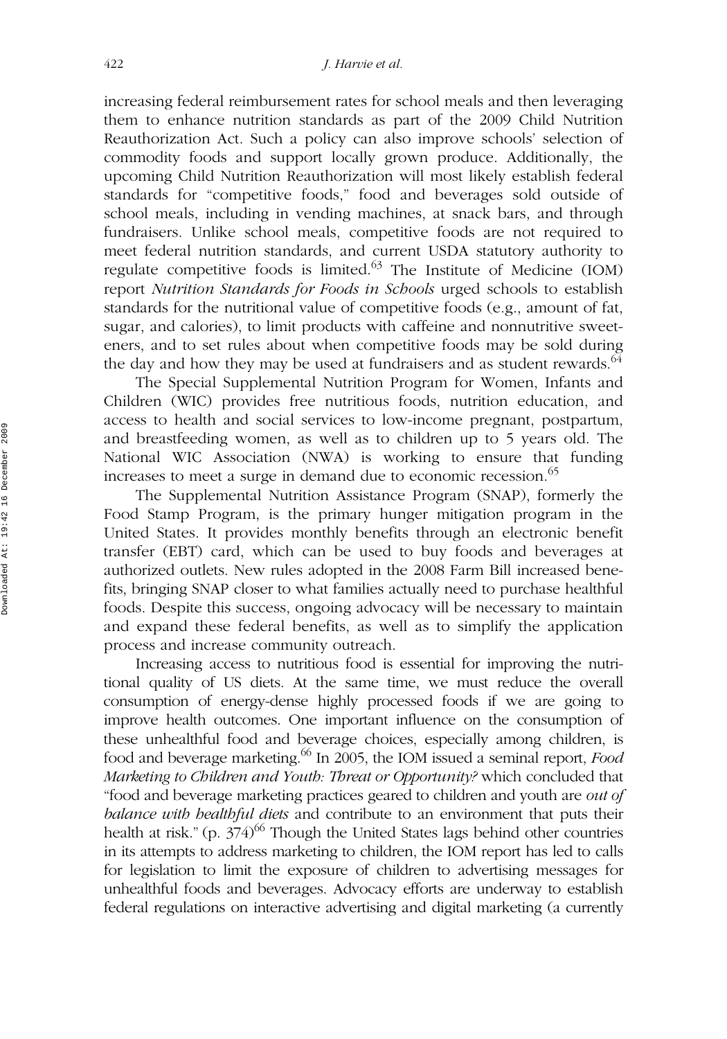increasing federal reimbursement rates for school meals and then leveraging them to enhance nutrition standards as part of the 2009 Child Nutrition Reauthorization Act. Such a policy can also improve schools' selection of commodity foods and support locally grown produce. Additionally, the upcoming Child Nutrition Reauthorization will most likely establish federal standards for "competitive foods," food and beverages sold outside of school meals, including in vending machines, at snack bars, and through fundraisers. Unlike school meals, competitive foods are not required to meet federal nutrition standards, and current USDA statutory authority to regulate competitive foods is limited.[63] The Institute of Medicine (IOM) report *Nutrition Standards for Foods in Schools* urged schools to establish standards for the nutritional value of competitive foods (e.g., amount of fat, sugar, and calories), to limit products with caffeine and nonnutritive sweeteners, and to set rules about when competitive foods may be sold during the day and how they may be used at fundraisers and as student rewards.[64]

The Special Supplemental Nutrition Program for Women, Infants and Children (WIC) provides free nutritious foods, nutrition education, and access to health and social services to low-income pregnant, postpartum, and breastfeeding women, as well as to children up to 5 years old. The National WIC Association (NWA) is working to ensure that funding increases to meet a surge in demand due to economic recession.[65]

The Supplemental Nutrition Assistance Program (SNAP), formerly the Food Stamp Program, is the primary hunger mitigation program in the United States. It provides monthly benefits through an electronic benefit transfer (EBT) card, which can be used to buy foods and beverages at authorized outlets. New rules adopted in the 2008 Farm Bill increased benefits, bringing SNAP closer to what families actually need to purchase healthful foods. Despite this success, ongoing advocacy will be necessary to maintain and expand these federal benefits, as well as to simplify the application process and increase community outreach.

Increasing access to nutritious food is essential for improving the nutritional quality of US diets. At the same time, we must reduce the overall consumption of energy-dense highly processed foods if we are going to improve health outcomes. One important influence on the consumption of these unhealthful food and beverage choices, especially among children, is food and beverage marketing.[66] In 2005, the IOM issued a seminal report, *Food Marketing to Children and Youth: Threat or Opportunity?* which concluded that "food and beverage marketing practices geared to children and youth are *out of balance with healthful diets* and contribute to an environment that puts their health at risk." (p. 374)[66] Though the United States lags behind other countries in its attempts to address marketing to children, the IOM report has led to calls for legislation to limit the exposure of children to advertising messages for unhealthful foods and beverages. Advocacy efforts are underway to establish federal regulations on interactive advertising and digital marketing (a currently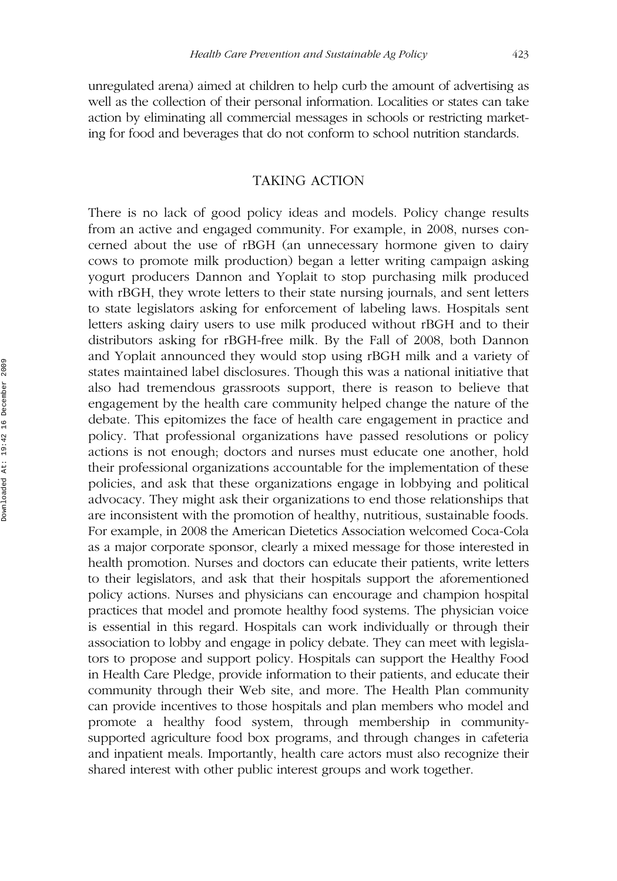unregulated arena) aimed at children to help curb the amount of advertising as well as the collection of their personal information. Localities or states can take action by eliminating all commercial messages in schools or restricting marketing for food and beverages that do not conform to school nutrition standards.

## TAKING ACTION

There is no lack of good policy ideas and models. Policy change results from an active and engaged community. For example, in 2008, nurses concerned about the use of rBGH (an unnecessary hormone given to dairy cows to promote milk production) began a letter writing campaign asking yogurt producers Dannon and Yoplait to stop purchasing milk produced with rBGH, they wrote letters to their state nursing journals, and sent letters to state legislators asking for enforcement of labeling laws. Hospitals sent letters asking dairy users to use milk produced without rBGH and to their distributors asking for rBGH-free milk. By the Fall of 2008, both Dannon and Yoplait announced they would stop using rBGH milk and a variety of states maintained label disclosures. Though this was a national initiative that also had tremendous grassroots support, there is reason to believe that engagement by the health care community helped change the nature of the debate. This epitomizes the face of health care engagement in practice and policy. That professional organizations have passed resolutions or policy actions is not enough; doctors and nurses must educate one another, hold their professional organizations accountable for the implementation of these policies, and ask that these organizations engage in lobbying and political advocacy. They might ask their organizations to end those relationships that are inconsistent with the promotion of healthy, nutritious, sustainable foods. For example, in 2008 the American Dietetics Association welcomed Coca-Cola as a major corporate sponsor, clearly a mixed message for those interested in health promotion. Nurses and doctors can educate their patients, write letters to their legislators, and ask that their hospitals support the aforementioned policy actions. Nurses and physicians can encourage and champion hospital practices that model and promote healthy food systems. The physician voice is essential in this regard. Hospitals can work individually or through their association to lobby and engage in policy debate. They can meet with legislators to propose and support policy. Hospitals can support the Healthy Food in Health Care Pledge, provide information to their patients, and educate their community through their Web site, and more. The Health Plan community can provide incentives to those hospitals and plan members who model and promote a healthy food system, through membership in community-supported agriculture food box programs, and through changes in cafeteria and inpatient meals. Importantly, health care actors must also recognize their shared interest with other public interest groups and work together.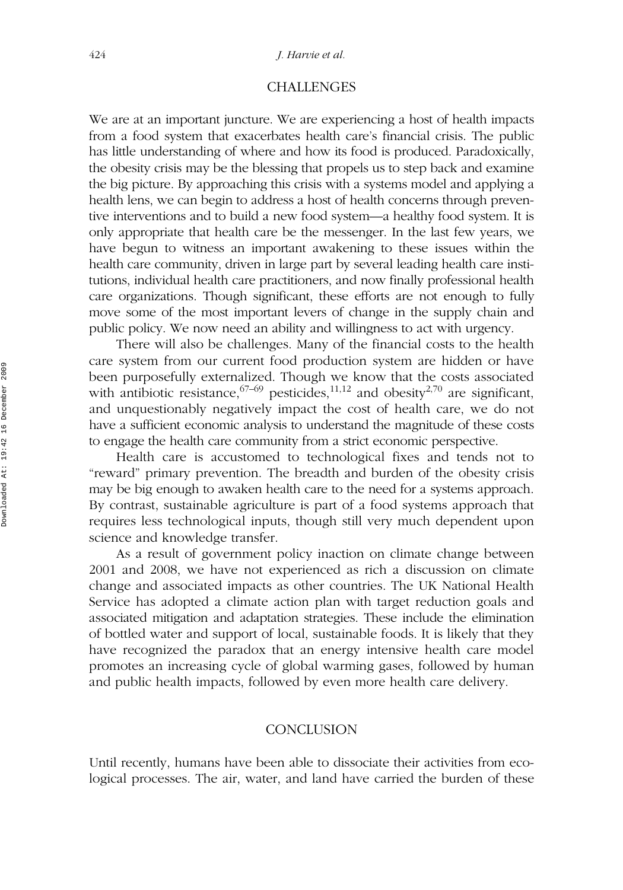## CHALLENGES

We are at an important juncture. We are experiencing a host of health impacts from a food system that exacerbates health care's financial crisis. The public has little understanding of where and how its food is produced. Paradoxically, the obesity crisis may be the blessing that propels us to step back and examine the big picture. By approaching this crisis with a systems model and applying a health lens, we can begin to address a host of health concerns through preventive interventions and to build a new food system—a healthy food system. It is only appropriate that health care be the messenger. In the last few years, we have begun to witness an important awakening to these issues within the health care community, driven in large part by several leading health care institutions, individual health care practitioners, and now finally professional health care organizations. Though significant, these efforts are not enough to fully move some of the most important levers of change in the supply chain and public policy. We now need an ability and willingness to act with urgency.

There will also be challenges. Many of the financial costs to the health care system from our current food production system are hidden or have been purposefully externalized. Though we know that the costs associated with antibiotic resistance,[67–69] pesticides,[11,12] and obesity[2,70] are significant, and unquestionably negatively impact the cost of health care, we do not have a sufficient economic analysis to understand the magnitude of these costs to engage the health care community from a strict economic perspective.

Health care is accustomed to technological fixes and tends not to "reward" primary prevention. The breadth and burden of the obesity crisis may be big enough to awaken health care to the need for a systems approach. By contrast, sustainable agriculture is part of a food systems approach that requires less technological inputs, though still very much dependent upon science and knowledge transfer.

As a result of government policy inaction on climate change between 2001 and 2008, we have not experienced as rich a discussion on climate change and associated impacts as other countries. The UK National Health Service has adopted a climate action plan with target reduction goals and associated mitigation and adaptation strategies. These include the elimination of bottled water and support of local, sustainable foods. It is likely that they have recognized the paradox that an energy intensive health care model promotes an increasing cycle of global warming gases, followed by human and public health impacts, followed by even more health care delivery.

## CONCLUSION

Until recently, humans have been able to dissociate their activities from ecological processes. The air, water, and land have carried the burden of these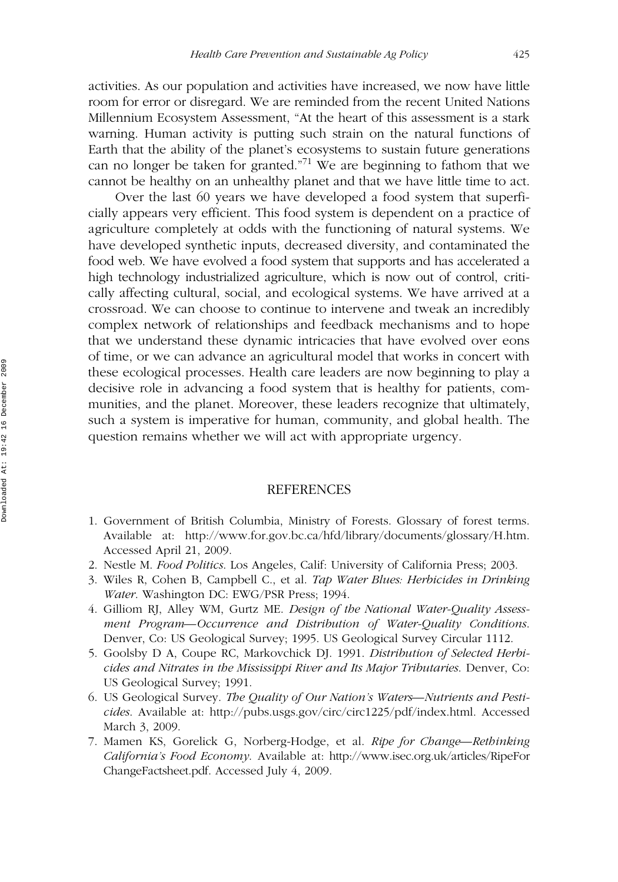activities. As our population and activities have increased, we now have little room for error or disregard. We are reminded from the recent United Nations Millennium Ecosystem Assessment, "At the heart of this assessment is a stark warning. Human activity is putting such strain on the natural functions of Earth that the ability of the planet's ecosystems to sustain future generations can no longer be taken for granted."[71] We are beginning to fathom that we cannot be healthy on an unhealthy planet and that we have little time to act.

Over the last 60 years we have developed a food system that superficially appears very efficient. This food system is dependent on a practice of agriculture completely at odds with the functioning of natural systems. We have developed synthetic inputs, decreased diversity, and contaminated the food web. We have evolved a food system that supports and has accelerated a high technology industrialized agriculture, which is now out of control, critically affecting cultural, social, and ecological systems. We have arrived at a crossroad. We can choose to continue to intervene and tweak an incredibly complex network of relationships and feedback mechanisms and to hope that we understand these dynamic intricacies that have evolved over eons of time, or we can advance an agricultural model that works in concert with these ecological processes. Health care leaders are now beginning to play a decisive role in advancing a food system that is healthy for patients, communities, and the planet. Moreover, these leaders recognize that ultimately, such a system is imperative for human, community, and global health. The question remains whether we will act with appropriate urgency.

## REFERENCES

1. Government of British Columbia, Ministry of Forests. Glossary of forest terms. Available at: http://www.for.gov.bc.ca/hfd/library/documents/glossary/H.htm. Accessed April 21, 2009.
2. Nestle M. *Food Politics*. Los Angeles, Calif: University of California Press; 2003.
3. Wiles R, Cohen B, Campbell C., et al. *Tap Water Blues: Herbicides in Drinking Water*. Washington DC: EWG/PSR Press; 1994.
4. Gilliom RJ, Alley WM, Gurtz ME. *Design of the National Water-Quality Assessment Program—Occurrence and Distribution of Water-Quality Conditions*. Denver, Co: US Geological Survey; 1995. US Geological Survey Circular 1112.
5. Goolsby D A, Coupe RC, Markovchick DJ. 1991. *Distribution of Selected Herbicides and Nitrates in the Mississippi River and Its Major Tributaries*. Denver, Co: US Geological Survey; 1991.
6. US Geological Survey. *The Quality of Our Nation's Waters—Nutrients and Pesticides*. Available at: http://pubs.usgs.gov/circ/circ1225/pdf/index.html. Accessed March 3, 2009.
7. Mamen KS, Gorelick G, Norberg-Hodge, et al. *Ripe for Change—Rethinking California's Food Economy*. Available at: http://www.isec.org.uk/articles/RipeForChangeFactsheet.pdf. Accessed July 4, 2009.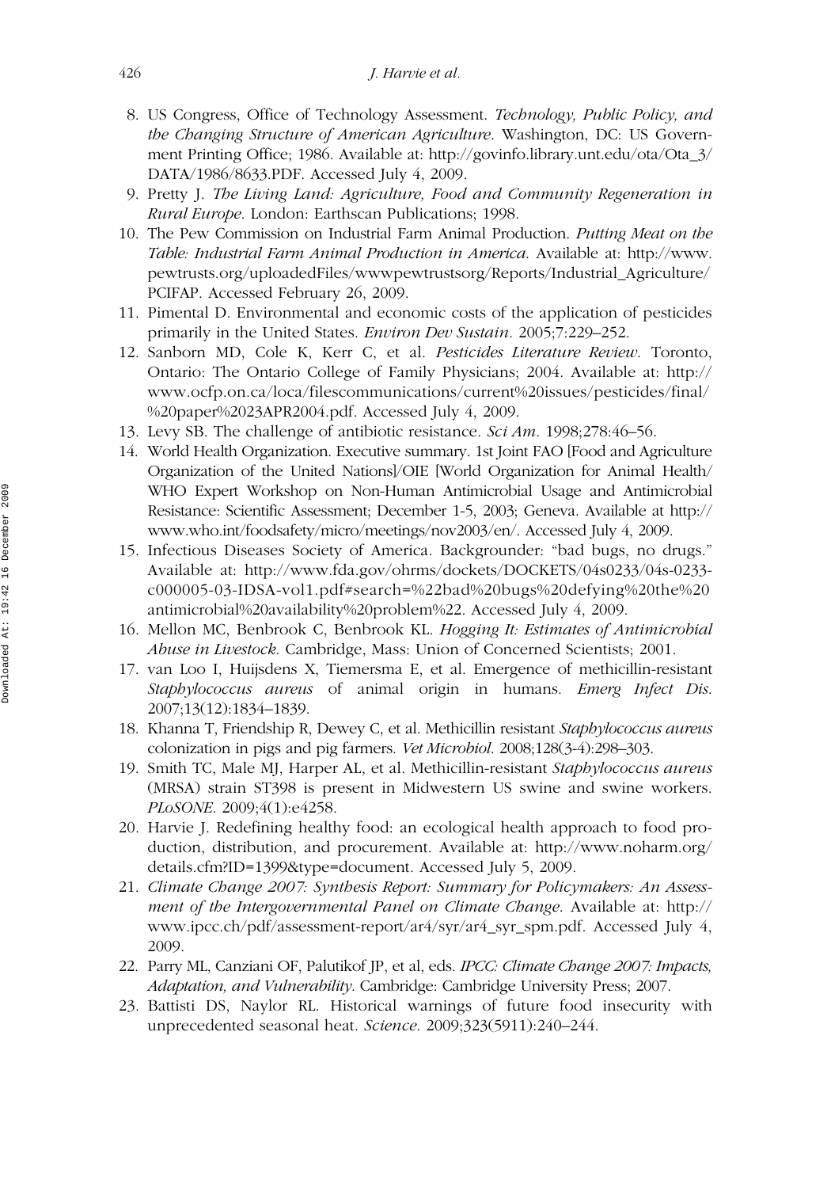8. US Congress, Office of Technology Assessment. *Technology, Public Policy, and the Changing Structure of American Agriculture*. Washington, DC: US Government Printing Office; 1986. Available at: http://govinfo.library.unt.edu/ota/Ota_3/DATA/1986/8633.PDF. Accessed July 4, 2009.
9. Pretty J. *The Living Land: Agriculture, Food and Community Regeneration in Rural Europe*. London: Earthscan Publications; 1998.
10. The Pew Commission on Industrial Farm Animal Production. *Putting Meat on the Table: Industrial Farm Animal Production in America*. Available at: http://www.pewtrusts.org/uploadedFiles/wwwpewtrustsorg/Reports/Industrial_Agriculture/PCIFAP. Accessed February 26, 2009.
11. Pimental D. Environmental and economic costs of the application of pesticides primarily in the United States. *Environ Dev Sustain*. 2005;7:229–252.
12. Sanborn MD, Cole K, Kerr C, et al. *Pesticides Literature Review*. Toronto, Ontario: The Ontario College of Family Physicians; 2004. Available at: http://www.ocfp.on.ca/loca/filescommunications/current%20issues/pesticides/final/%20paper%2023APR2004.pdf. Accessed July 4, 2009.
13. Levy SB. The challenge of antibiotic resistance. *Sci Am*. 1998;278:46–56.
14. World Health Organization. Executive summary. 1st Joint FAO [Food and Agriculture Organization of the United Nations]/OIE [World Organization for Animal Health/WHO Expert Workshop on Non-Human Antimicrobial Usage and Antimicrobial Resistance: Scientific Assessment; December 1-5, 2003; Geneva. Available at http://www.who.int/foodsafety/micro/meetings/nov2003/en/. Accessed July 4, 2009.
15. Infectious Diseases Society of America. Backgrounder: "bad bugs, no drugs." Available at: http://www.fda.gov/ohrms/dockets/DOCKETS/04s0233/04s-0233-c000005-03-IDSA-vol1.pdf#search=%22bad%20bugs%20defying%20the%20antimicrobial%20availability%20problem%22. Accessed July 4, 2009.
16. Mellon MC, Benbrook C, Benbrook KL. *Hogging It: Estimates of Antimicrobial Abuse in Livestock*. Cambridge, Mass: Union of Concerned Scientists; 2001.
17. van Loo I, Huijsdens X, Tiemersma E, et al. Emergence of methicillin-resistant *Staphylococcus aureus* of animal origin in humans. *Emerg Infect Dis*. 2007;13(12):1834–1839.
18. Khanna T, Friendship R, Dewey C, et al. Methicillin resistant *Staphylococcus aureus* colonization in pigs and pig farmers. *Vet Microbiol*. 2008;128(3-4):298–303.
19. Smith TC, Male MJ, Harper AL, et al. Methicillin-resistant *Staphylococcus aureus* (MRSA) strain ST398 is present in Midwestern US swine and swine workers. *PLoSONE*. 2009;4(1):e4258.
20. Harvie J. Redefining healthy food: an ecological health approach to food production, distribution, and procurement. Available at: http://www.noharm.org/details.cfm?ID=1399&type=document. Accessed July 5, 2009.
21. *Climate Change 2007: Synthesis Report: Summary for Policymakers: An Assessment of the Intergovernmental Panel on Climate Change*. Available at: http://www.ipcc.ch/pdf/assessment-report/ar4/syr/ar4_syr_spm.pdf. Accessed July 4, 2009.
22. Parry ML, Canziani OF, Palutikof JP, et al, eds. *IPCC: Climate Change 2007: Impacts, Adaptation, and Vulnerability*. Cambridge: Cambridge University Press; 2007.
23. Battisti DS, Naylor RL. Historical warnings of future food insecurity with unprecedented seasonal heat. *Science*. 2009;323(5911):240–244.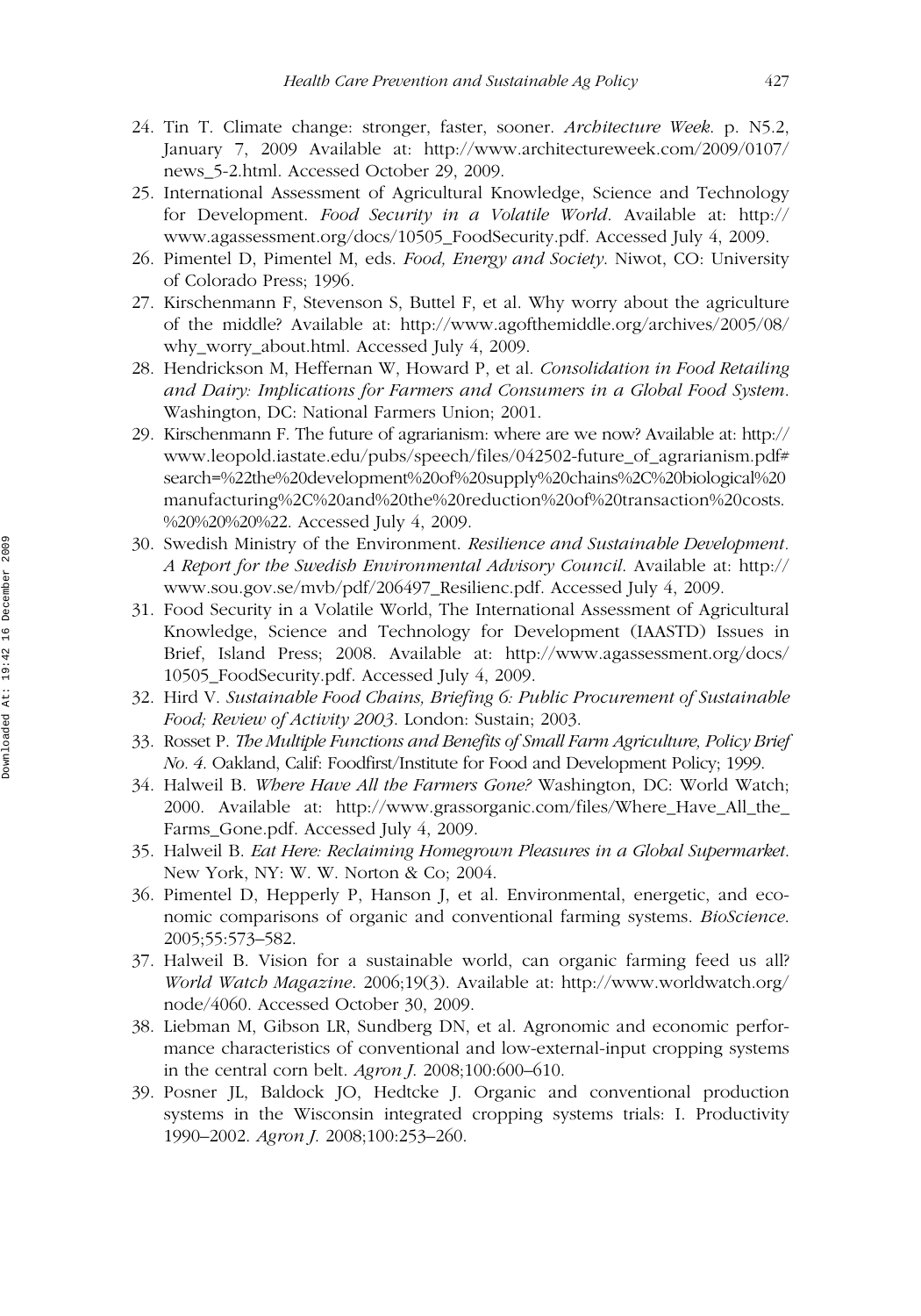24. Tin T. Climate change: stronger, faster, sooner. *Architecture Week*. p. N5.2, January 7, 2009 Available at: http://www.architectureweek.com/2009/0107/news_5-2.html. Accessed October 29, 2009.
25. International Assessment of Agricultural Knowledge, Science and Technology for Development. *Food Security in a Volatile World*. Available at: http://www.agassessment.org/docs/10505_FoodSecurity.pdf. Accessed July 4, 2009.
26. Pimentel D, Pimentel M, eds. *Food, Energy and Society*. Niwot, CO: University of Colorado Press; 1996.
27. Kirschenmann F, Stevenson S, Buttel F, et al. Why worry about the agriculture of the middle? Available at: http://www.agofthemiddle.org/archives/2005/08/why_worry_about.html. Accessed July 4, 2009.
28. Hendrickson M, Heffernan W, Howard P, et al. *Consolidation in Food Retailing and Dairy: Implications for Farmers and Consumers in a Global Food System*. Washington, DC: National Farmers Union; 2001.
29. Kirschenmann F. The future of agrarianism: where are we now? Available at: http://www.leopold.iastate.edu/pubs/speech/files/042502-future_of_agrarianism.pdf#search=%22the%20development%20of%20supply%20chains%2C%20biological%20manufacturing%2C%20and%20the%20reduction%20of%20transaction%20costs.%20%20%20%22. Accessed July 4, 2009.
30. Swedish Ministry of the Environment. *Resilience and Sustainable Development. A Report for the Swedish Environmental Advisory Council*. Available at: http://www.sou.gov.se/mvb/pdf/206497_Resilienc.pdf. Accessed July 4, 2009.
31. Food Security in a Volatile World, The International Assessment of Agricultural Knowledge, Science and Technology for Development (IAASTD) Issues in Brief, Island Press; 2008. Available at: http://www.agassessment.org/docs/10505_FoodSecurity.pdf. Accessed July 4, 2009.
32. Hird V. *Sustainable Food Chains, Briefing 6: Public Procurement of Sustainable Food; Review of Activity 2003*. London: Sustain; 2003.
33. Rosset P. *The Multiple Functions and Benefits of Small Farm Agriculture, Policy Brief No. 4*. Oakland, Calif: Foodfirst/Institute for Food and Development Policy; 1999.
34. Halweil B. *Where Have All the Farmers Gone?* Washington, DC: World Watch; 2000. Available at: http://www.grassorganic.com/files/Where_Have_All_the_Farms_Gone.pdf. Accessed July 4, 2009.
35. Halweil B. *Eat Here: Reclaiming Homegrown Pleasures in a Global Supermarket*. New York, NY: W. W. Norton & Co; 2004.
36. Pimentel D, Hepperly P, Hanson J, et al. Environmental, energetic, and economic comparisons of organic and conventional farming systems. *BioScience*. 2005;55:573–582.
37. Halweil B. Vision for a sustainable world, can organic farming feed us all? *World Watch Magazine*. 2006;19(3). Available at: http://www.worldwatch.org/node/4060. Accessed October 30, 2009.
38. Liebman M, Gibson LR, Sundberg DN, et al. Agronomic and economic performance characteristics of conventional and low-external-input cropping systems in the central corn belt. *Agron J*. 2008;100:600–610.
39. Posner JL, Baldock JO, Hedtcke J. Organic and conventional production systems in the Wisconsin integrated cropping systems trials: I. Productivity 1990–2002. *Agron J*. 2008;100:253–260.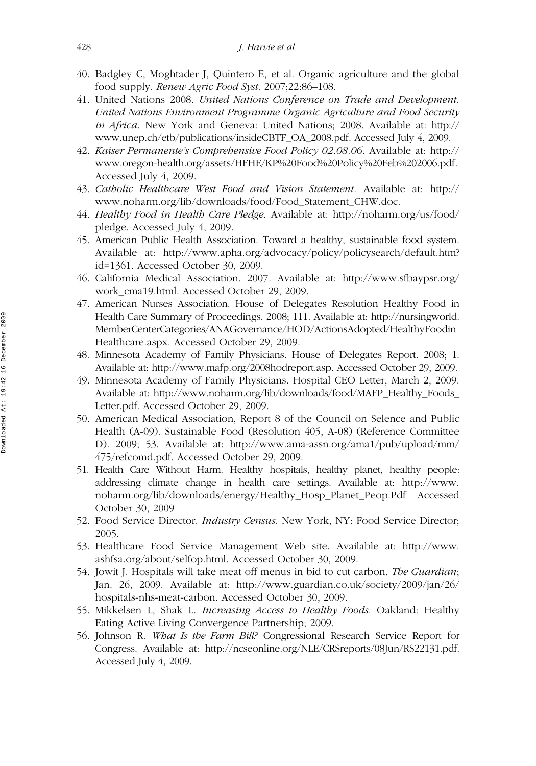40. Badgley C, Moghtader J, Quintero E, et al. Organic agriculture and the global food supply. *Renew Agric Food Syst.* 2007;22:86–108.
41. United Nations 2008. *United Nations Conference on Trade and Development. United Nations Environment Programme Organic Agriculture and Food Security in Africa*. New York and Geneva: United Nations; 2008. Available at: http://www.unep.ch/etb/publications/insideCBTF_OA_2008.pdf. Accessed July 4, 2009.
42. *Kaiser Permanente's Comprehensive Food Policy 02.08.06*. Available at: http://www.oregon-health.org/assets/HFHE/KP%20Food%20Policy%20Feb%202006.pdf. Accessed July 4, 2009.
43. *Catholic Healthcare West Food and Vision Statement*. Available at: http://www.noharm.org/lib/downloads/food/Food_Statement_CHW.doc.
44. *Healthy Food in Health Care Pledge*. Available at: http://noharm.org/us/food/pledge. Accessed July 4, 2009.
45. American Public Health Association. Toward a healthy, sustainable food system. Available at: http://www.apha.org/advocacy/policy/policysearch/default.htm?id=1361. Accessed October 30, 2009.
46. California Medical Association. 2007. Available at: http://www.sfbaypsr.org/work_cma19.html. Accessed October 29, 2009.
47. American Nurses Association. House of Delegates Resolution Healthy Food in Health Care Summary of Proceedings. 2008; 111. Available at: http://nursingworld.MemberCenterCategories/ANAGovernance/HOD/ActionsAdopted/HealthyFoodinHealthcare.aspx. Accessed October 29, 2009.
48. Minnesota Academy of Family Physicians. House of Delegates Report. 2008; 1. Available at: http://www.mafp.org/2008hodreport.asp. Accessed October 29, 2009.
49. Minnesota Academy of Family Physicians. Hospital CEO Letter, March 2, 2009. Available at: http://www.noharm.org/lib/downloads/food/MAFP_Healthy_Foods_Letter.pdf. Accessed October 29, 2009.
50. American Medical Association, Report 8 of the Council on Selence and Public Health (A-09). Sustainable Food (Resolution 405, A-08) (Reference Committee D). 2009; 53. Available at: http://www.ama-assn.org/ama1/pub/upload/mm/475/refcomd.pdf. Accessed October 29, 2009.
51. Health Care Without Harm. Healthy hospitals, healthy planet, healthy people: addressing climate change in health care settings. Available at: http://www.noharm.org/lib/downloads/energy/Healthy_Hosp_Planet_Peop.Pdf Accessed October 30, 2009
52. Food Service Director. *Industry Census*. New York, NY: Food Service Director; 2005.
53. Healthcare Food Service Management Web site. Available at: http://www.ashfsa.org/about/selfop.html. Accessed October 30, 2009.
54. Jowit J. Hospitals will take meat off menus in bid to cut carbon. *The Guardian*; Jan. 26, 2009. Available at: http://www.guardian.co.uk/society/2009/jan/26/hospitals-nhs-meat-carbon. Accessed October 30, 2009.
55. Mikkelsen L, Shak L. *Increasing Access to Healthy Foods*. Oakland: Healthy Eating Active Living Convergence Partnership; 2009.
56. Johnson R. *What Is the Farm Bill?* Congressional Research Service Report for Congress. Available at: http://ncseonline.org/NLE/CRSreports/08Jun/RS22131.pdf. Accessed July 4, 2009.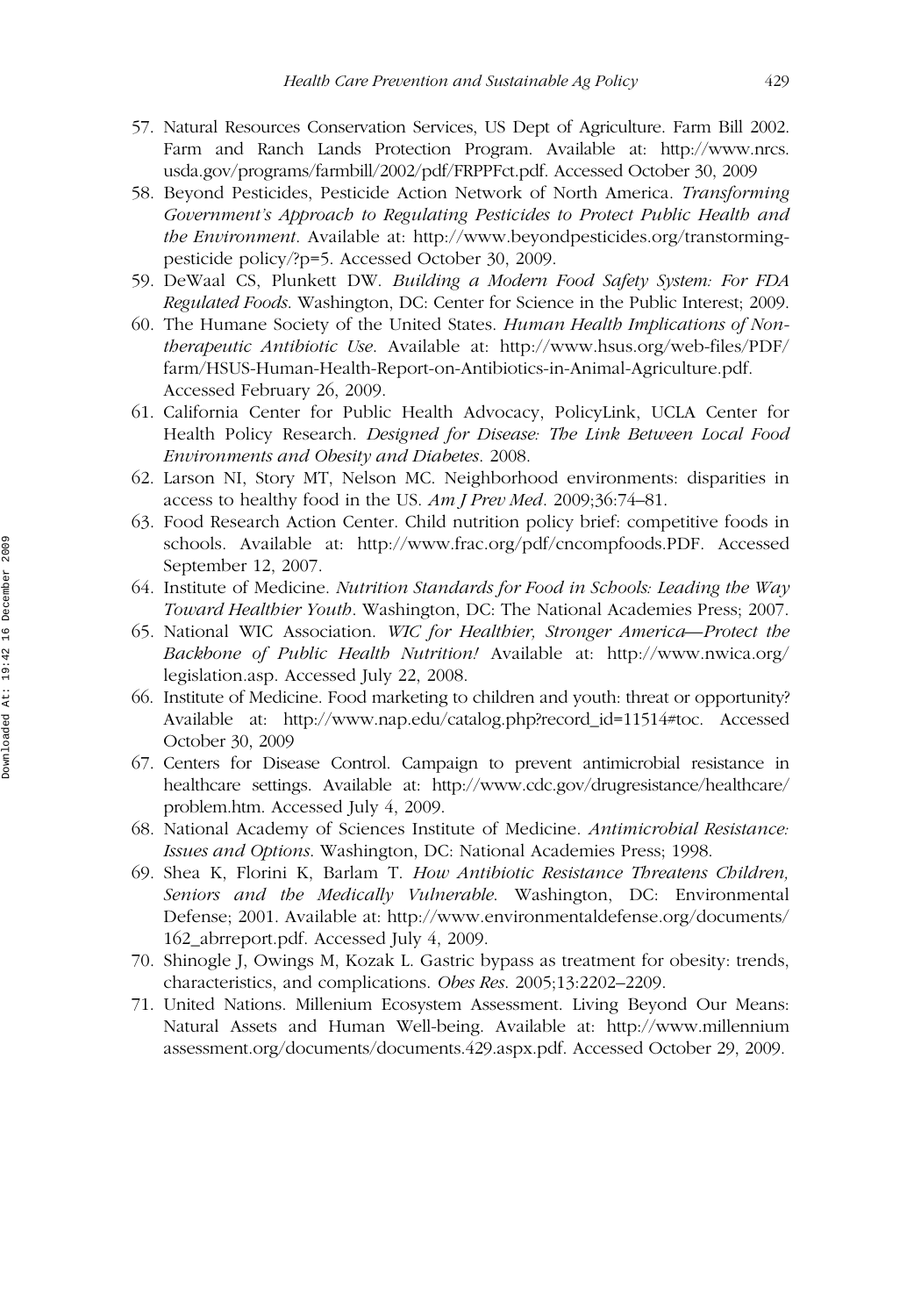57. Natural Resources Conservation Services, US Dept of Agriculture. Farm Bill 2002. Farm and Ranch Lands Protection Program. Available at: http://www.nrcs.usda.gov/programs/farmbill/2002/pdf/FRPPFct.pdf. Accessed October 30, 2009
58. Beyond Pesticides, Pesticide Action Network of North America. *Transforming Government's Approach to Regulating Pesticides to Protect Public Health and the Environment*. Available at: http://www.beyondpesticides.org/transtorming-pesticide policy/?p=5. Accessed October 30, 2009.
59. DeWaal CS, Plunkett DW. *Building a Modern Food Safety System: For FDA Regulated Foods*. Washington, DC: Center for Science in the Public Interest; 2009.
60. The Humane Society of the United States. *Human Health Implications of Non-therapeutic Antibiotic Use*. Available at: http://www.hsus.org/web-files/PDF/farm/HSUS-Human-Health-Report-on-Antibiotics-in-Animal-Agriculture.pdf. Accessed February 26, 2009.
61. California Center for Public Health Advocacy, PolicyLink, UCLA Center for Health Policy Research. *Designed for Disease: The Link Between Local Food Environments and Obesity and Diabetes*. 2008.
62. Larson NI, Story MT, Nelson MC. Neighborhood environments: disparities in access to healthy food in the US. *Am J Prev Med*. 2009;36:74–81.
63. Food Research Action Center. Child nutrition policy brief: competitive foods in schools. Available at: http://www.frac.org/pdf/cncompfoods.PDF. Accessed September 12, 2007.
64. Institute of Medicine. *Nutrition Standards for Food in Schools: Leading the Way Toward Healthier Youth*. Washington, DC: The National Academies Press; 2007.
65. National WIC Association. *WIC for Healthier, Stronger America—Protect the Backbone of Public Health Nutrition!* Available at: http://www.nwica.org/legislation.asp. Accessed July 22, 2008.
66. Institute of Medicine. Food marketing to children and youth: threat or opportunity? Available at: http://www.nap.edu/catalog.php?record_id=11514#toc. Accessed October 30, 2009
67. Centers for Disease Control. Campaign to prevent antimicrobial resistance in healthcare settings. Available at: http://www.cdc.gov/drugresistance/healthcare/problem.htm. Accessed July 4, 2009.
68. National Academy of Sciences Institute of Medicine. *Antimicrobial Resistance: Issues and Options*. Washington, DC: National Academies Press; 1998.
69. Shea K, Florini K, Barlam T. *How Antibiotic Resistance Threatens Children, Seniors and the Medically Vulnerable*. Washington, DC: Environmental Defense; 2001. Available at: http://www.environmentaldefense.org/documents/162_abrreport.pdf. Accessed July 4, 2009.
70. Shinogle J, Owings M, Kozak L. Gastric bypass as treatment for obesity: trends, characteristics, and complications. *Obes Res*. 2005;13:2202–2209.
71. United Nations. Millenium Ecosystem Assessment. Living Beyond Our Means: Natural Assets and Human Well-being. Available at: http://www.millennium assessment.org/documents/documents.429.aspx.pdf. Accessed October 29, 2009.